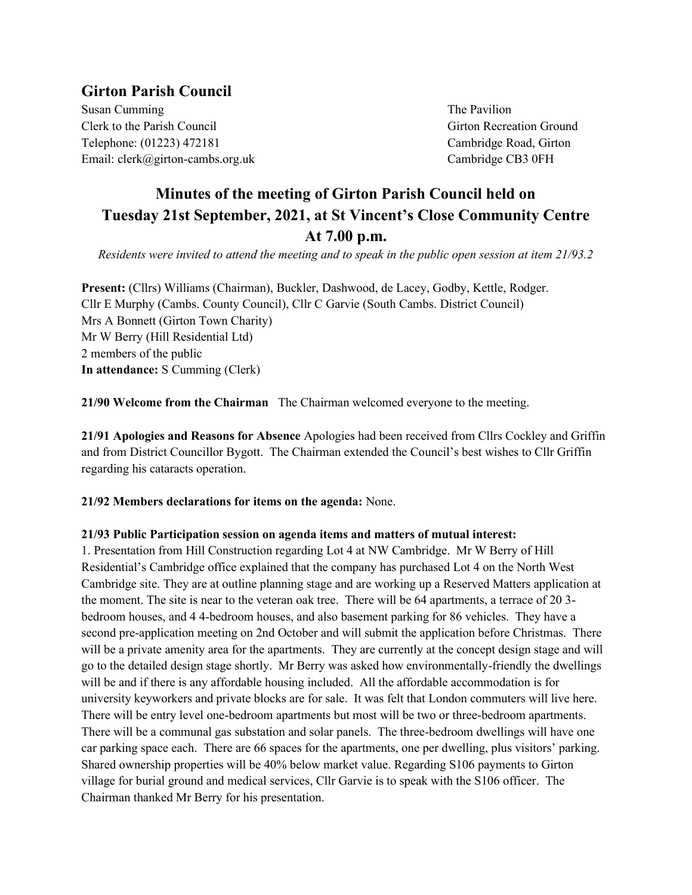## Girton Parish Council

Susan Cumming
Clerk to the Parish Council
Telephone: (01223) 472181
Email: clerk@girton-cambs.org.uk

The Pavilion
Girton Recreation Ground
Cambridge Road, Girton
Cambridge CB3 0FH

# Minutes of the meeting of Girton Parish Council held on Tuesday 21st September, 2021, at St Vincent's Close Community Centre At 7.00 p.m.

*Residents were invited to attend the meeting and to speak in the public open session at item 21/93.2*

**Present:** (Cllrs) Williams (Chairman), Buckler, Dashwood, de Lacey, Godby, Kettle, Rodger.
Cllr E Murphy (Cambs. County Council), Cllr C Garvie (South Cambs. District Council)
Mrs A Bonnett (Girton Town Charity)
Mr W Berry (Hill Residential Ltd)
2 members of the public
**In attendance:** S Cumming (Clerk)

**21/90 Welcome from the Chairman** The Chairman welcomed everyone to the meeting.

**21/91 Apologies and Reasons for Absence** Apologies had been received from Cllrs Cockley and Griffin and from District Councillor Bygott. The Chairman extended the Council's best wishes to Cllr Griffin regarding his cataracts operation.

**21/92 Members declarations for items on the agenda:** None.

**21/93 Public Participation session on agenda items and matters of mutual interest:**

1. Presentation from Hill Construction regarding Lot 4 at NW Cambridge. Mr W Berry of Hill Residential's Cambridge office explained that the company has purchased Lot 4 on the North West Cambridge site. They are at outline planning stage and are working up a Reserved Matters application at the moment. The site is near to the veteran oak tree. There will be 64 apartments, a terrace of 20 3-bedroom houses, and 4 4-bedroom houses, and also basement parking for 86 vehicles. They have a second pre-application meeting on 2nd October and will submit the application before Christmas. There will be a private amenity area for the apartments. They are currently at the concept design stage and will go to the detailed design stage shortly. Mr Berry was asked how environmentally-friendly the dwellings will be and if there is any affordable housing included. All the affordable accommodation is for university keyworkers and private blocks are for sale. It was felt that London commuters will live here. There will be entry level one-bedroom apartments but most will be two or three-bedroom apartments. There will be a communal gas substation and solar panels. The three-bedroom dwellings will have one car parking space each. There are 66 spaces for the apartments, one per dwelling, plus visitors' parking. Shared ownership properties will be 40% below market value. Regarding S106 payments to Girton village for burial ground and medical services, Cllr Garvie is to speak with the S106 officer. The Chairman thanked Mr Berry for his presentation.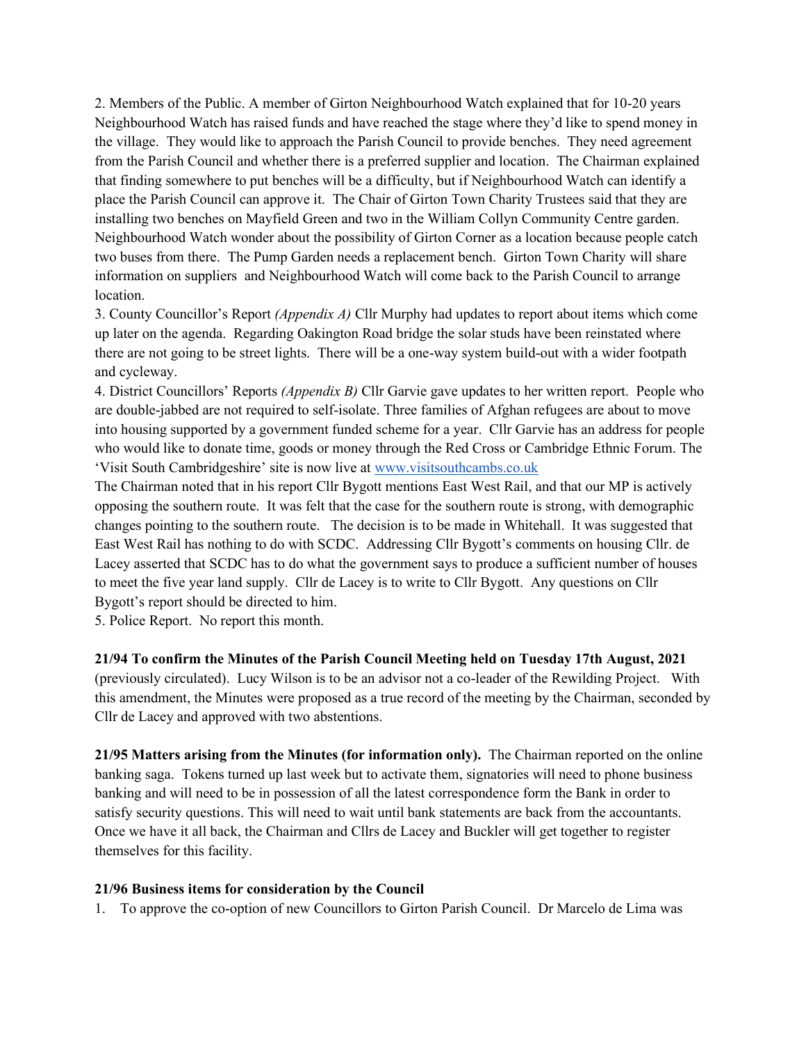2. Members of the Public. A member of Girton Neighbourhood Watch explained that for 10-20 years Neighbourhood Watch has raised funds and have reached the stage where they'd like to spend money in the village. They would like to approach the Parish Council to provide benches. They need agreement from the Parish Council and whether there is a preferred supplier and location. The Chairman explained that finding somewhere to put benches will be a difficulty, but if Neighbourhood Watch can identify a place the Parish Council can approve it. The Chair of Girton Town Charity Trustees said that they are installing two benches on Mayfield Green and two in the William Collyn Community Centre garden. Neighbourhood Watch wonder about the possibility of Girton Corner as a location because people catch two buses from there. The Pump Garden needs a replacement bench. Girton Town Charity will share information on suppliers and Neighbourhood Watch will come back to the Parish Council to arrange location.

3. County Councillor's Report *(Appendix A)* Cllr Murphy had updates to report about items which come up later on the agenda. Regarding Oakington Road bridge the solar studs have been reinstated where there are not going to be street lights. There will be a one-way system build-out with a wider footpath and cycleway.

4. District Councillors' Reports *(Appendix B)* Cllr Garvie gave updates to her written report. People who are double-jabbed are not required to self-isolate. Three families of Afghan refugees are about to move into housing supported by a government funded scheme for a year. Cllr Garvie has an address for people who would like to donate time, goods or money through the Red Cross or Cambridge Ethnic Forum. The 'Visit South Cambridgeshire' site is now live at www.visitsouthcambs.co.uk

The Chairman noted that in his report Cllr Bygott mentions East West Rail, and that our MP is actively opposing the southern route. It was felt that the case for the southern route is strong, with demographic changes pointing to the southern route. The decision is to be made in Whitehall. It was suggested that East West Rail has nothing to do with SCDC. Addressing Cllr Bygott's comments on housing Cllr. de Lacey asserted that SCDC has to do what the government says to produce a sufficient number of houses to meet the five year land supply. Cllr de Lacey is to write to Cllr Bygott. Any questions on Cllr Bygott's report should be directed to him.

5. Police Report. No report this month.

**21/94 To confirm the Minutes of the Parish Council Meeting held on Tuesday 17th August, 2021** (previously circulated). Lucy Wilson is to be an advisor not a co-leader of the Rewilding Project. With this amendment, the Minutes were proposed as a true record of the meeting by the Chairman, seconded by Cllr de Lacey and approved with two abstentions.

**21/95 Matters arising from the Minutes (for information only).** The Chairman reported on the online banking saga. Tokens turned up last week but to activate them, signatories will need to phone business banking and will need to be in possession of all the latest correspondence form the Bank in order to satisfy security questions. This will need to wait until bank statements are back from the accountants. Once we have it all back, the Chairman and Cllrs de Lacey and Buckler will get together to register themselves for this facility.

**21/96 Business items for consideration by the Council**

1. To approve the co-option of new Councillors to Girton Parish Council. Dr Marcelo de Lima was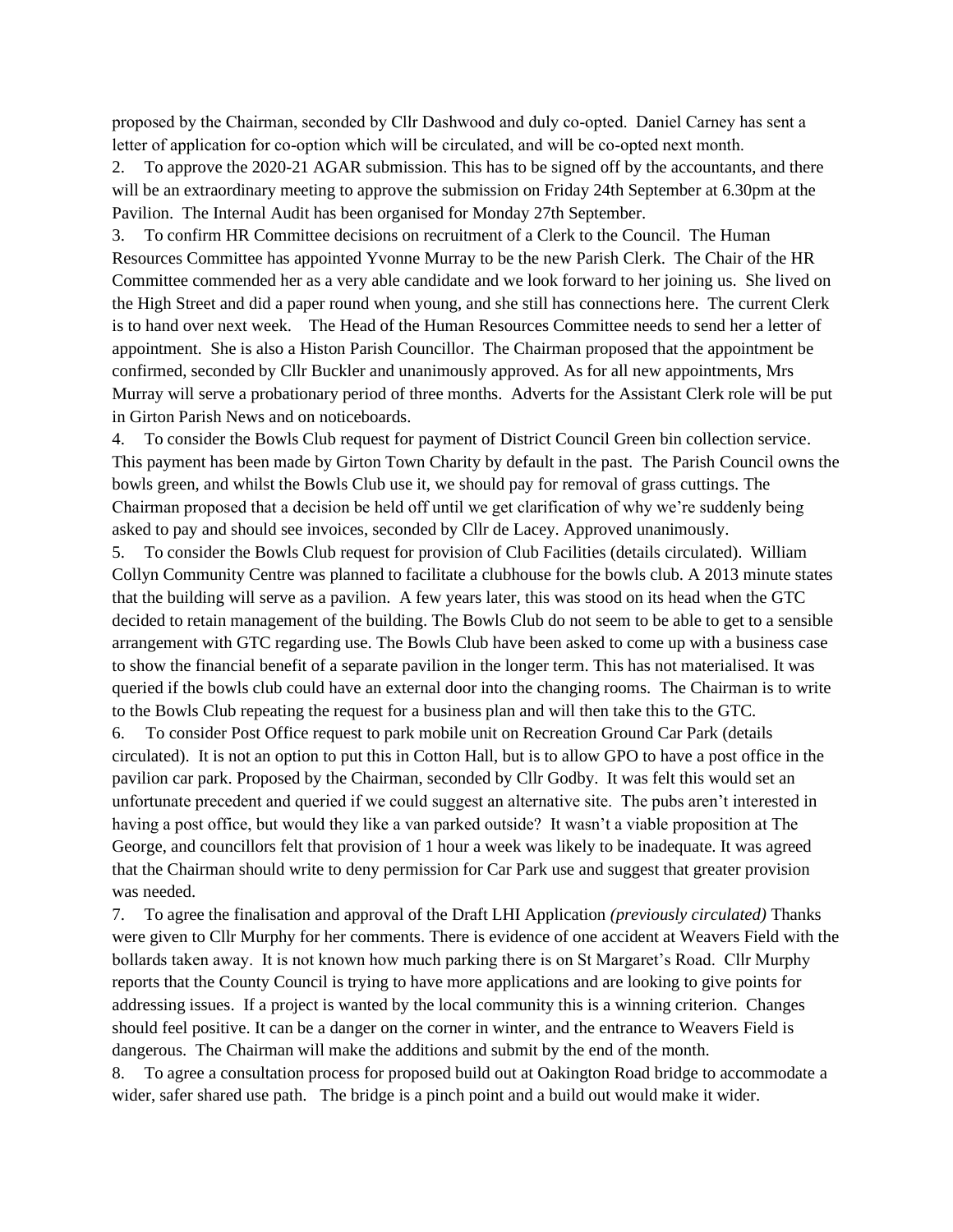proposed by the Chairman, seconded by Cllr Dashwood and duly co-opted. Daniel Carney has sent a letter of application for co-option which will be circulated, and will be co-opted next month.

2. To approve the 2020-21 AGAR submission. This has to be signed off by the accountants, and there will be an extraordinary meeting to approve the submission on Friday 24th September at 6.30pm at the Pavilion. The Internal Audit has been organised for Monday 27th September.

3. To confirm HR Committee decisions on recruitment of a Clerk to the Council. The Human Resources Committee has appointed Yvonne Murray to be the new Parish Clerk. The Chair of the HR Committee commended her as a very able candidate and we look forward to her joining us. She lived on the High Street and did a paper round when young, and she still has connections here. The current Clerk is to hand over next week. The Head of the Human Resources Committee needs to send her a letter of appointment. She is also a Histon Parish Councillor. The Chairman proposed that the appointment be confirmed, seconded by Cllr Buckler and unanimously approved. As for all new appointments, Mrs Murray will serve a probationary period of three months. Adverts for the Assistant Clerk role will be put in Girton Parish News and on noticeboards.

4. To consider the Bowls Club request for payment of District Council Green bin collection service. This payment has been made by Girton Town Charity by default in the past. The Parish Council owns the bowls green, and whilst the Bowls Club use it, we should pay for removal of grass cuttings. The Chairman proposed that a decision be held off until we get clarification of why we're suddenly being asked to pay and should see invoices, seconded by Cllr de Lacey. Approved unanimously.

5. To consider the Bowls Club request for provision of Club Facilities (details circulated). William Collyn Community Centre was planned to facilitate a clubhouse for the bowls club. A 2013 minute states that the building will serve as a pavilion. A few years later, this was stood on its head when the GTC decided to retain management of the building. The Bowls Club do not seem to be able to get to a sensible arrangement with GTC regarding use. The Bowls Club have been asked to come up with a business case to show the financial benefit of a separate pavilion in the longer term. This has not materialised. It was queried if the bowls club could have an external door into the changing rooms. The Chairman is to write to the Bowls Club repeating the request for a business plan and will then take this to the GTC.

6. To consider Post Office request to park mobile unit on Recreation Ground Car Park (details circulated). It is not an option to put this in Cotton Hall, but is to allow GPO to have a post office in the pavilion car park. Proposed by the Chairman, seconded by Cllr Godby. It was felt this would set an unfortunate precedent and queried if we could suggest an alternative site. The pubs aren't interested in having a post office, but would they like a van parked outside? It wasn't a viable proposition at The George, and councillors felt that provision of 1 hour a week was likely to be inadequate. It was agreed that the Chairman should write to deny permission for Car Park use and suggest that greater provision was needed.

7. To agree the finalisation and approval of the Draft LHI Application *(previously circulated)* Thanks were given to Cllr Murphy for her comments. There is evidence of one accident at Weavers Field with the bollards taken away. It is not known how much parking there is on St Margaret's Road. Cllr Murphy reports that the County Council is trying to have more applications and are looking to give points for addressing issues. If a project is wanted by the local community this is a winning criterion. Changes should feel positive. It can be a danger on the corner in winter, and the entrance to Weavers Field is dangerous. The Chairman will make the additions and submit by the end of the month.

8. To agree a consultation process for proposed build out at Oakington Road bridge to accommodate a wider, safer shared use path. The bridge is a pinch point and a build out would make it wider.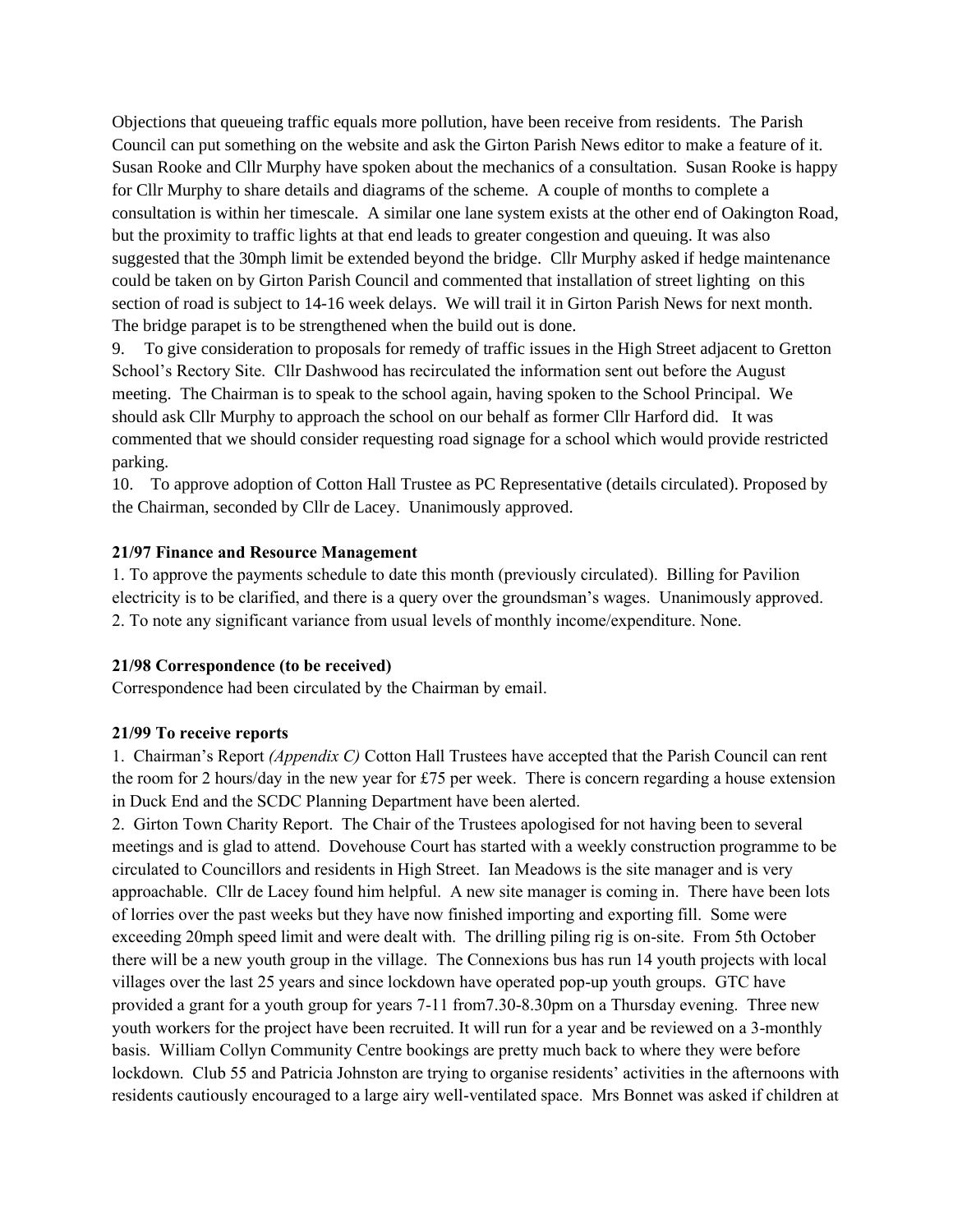Objections that queueing traffic equals more pollution, have been receive from residents. The Parish Council can put something on the website and ask the Girton Parish News editor to make a feature of it. Susan Rooke and Cllr Murphy have spoken about the mechanics of a consultation. Susan Rooke is happy for Cllr Murphy to share details and diagrams of the scheme. A couple of months to complete a consultation is within her timescale. A similar one lane system exists at the other end of Oakington Road, but the proximity to traffic lights at that end leads to greater congestion and queuing. It was also suggested that the 30mph limit be extended beyond the bridge. Cllr Murphy asked if hedge maintenance could be taken on by Girton Parish Council and commented that installation of street lighting on this section of road is subject to 14-16 week delays. We will trail it in Girton Parish News for next month. The bridge parapet is to be strengthened when the build out is done.

9. To give consideration to proposals for remedy of traffic issues in the High Street adjacent to Gretton School's Rectory Site. Cllr Dashwood has recirculated the information sent out before the August meeting. The Chairman is to speak to the school again, having spoken to the School Principal. We should ask Cllr Murphy to approach the school on our behalf as former Cllr Harford did. It was commented that we should consider requesting road signage for a school which would provide restricted parking.

10. To approve adoption of Cotton Hall Trustee as PC Representative (details circulated). Proposed by the Chairman, seconded by Cllr de Lacey. Unanimously approved.

**21/97 Finance and Resource Management**

1. To approve the payments schedule to date this month (previously circulated). Billing for Pavilion electricity is to be clarified, and there is a query over the groundsman's wages. Unanimously approved.
2. To note any significant variance from usual levels of monthly income/expenditure. None.

**21/98 Correspondence (to be received)**

Correspondence had been circulated by the Chairman by email.

**21/99 To receive reports**

1. Chairman's Report *(Appendix C)* Cotton Hall Trustees have accepted that the Parish Council can rent the room for 2 hours/day in the new year for £75 per week. There is concern regarding a house extension in Duck End and the SCDC Planning Department have been alerted.
2. Girton Town Charity Report. The Chair of the Trustees apologised for not having been to several meetings and is glad to attend. Dovehouse Court has started with a weekly construction programme to be circulated to Councillors and residents in High Street. Ian Meadows is the site manager and is very approachable. Cllr de Lacey found him helpful. A new site manager is coming in. There have been lots of lorries over the past weeks but they have now finished importing and exporting fill. Some were exceeding 20mph speed limit and were dealt with. The drilling piling rig is on-site. From 5th October there will be a new youth group in the village. The Connexions bus has run 14 youth projects with local villages over the last 25 years and since lockdown have operated pop-up youth groups. GTC have provided a grant for a youth group for years 7-11 from7.30-8.30pm on a Thursday evening. Three new youth workers for the project have been recruited. It will run for a year and be reviewed on a 3-monthly basis. William Collyn Community Centre bookings are pretty much back to where they were before lockdown. Club 55 and Patricia Johnston are trying to organise residents' activities in the afternoons with residents cautiously encouraged to a large airy well-ventilated space. Mrs Bonnet was asked if children at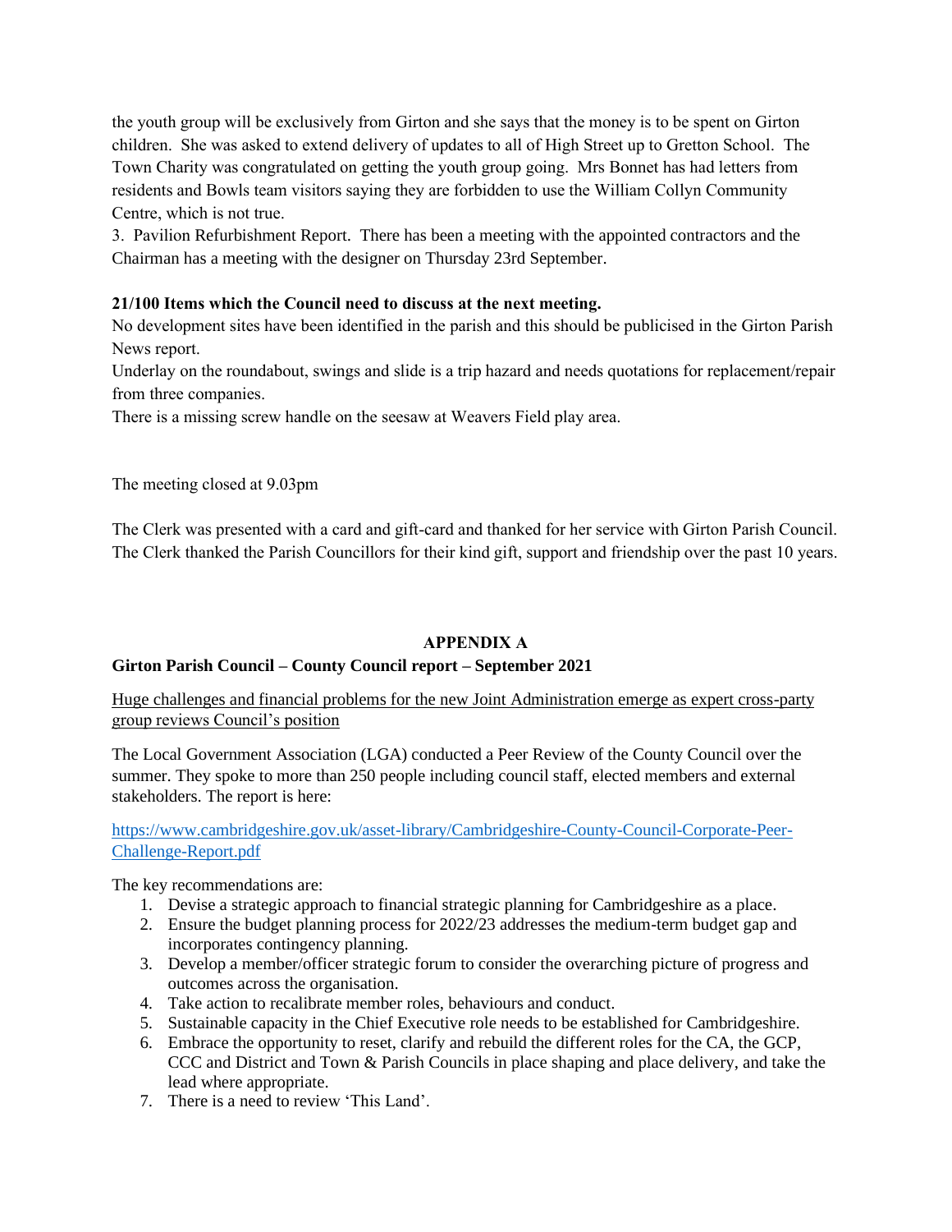the youth group will be exclusively from Girton and she says that the money is to be spent on Girton children. She was asked to extend delivery of updates to all of High Street up to Gretton School. The Town Charity was congratulated on getting the youth group going. Mrs Bonnet has had letters from residents and Bowls team visitors saying they are forbidden to use the William Collyn Community Centre, which is not true.

3. Pavilion Refurbishment Report. There has been a meeting with the appointed contractors and the Chairman has a meeting with the designer on Thursday 23rd September.

**21/100 Items which the Council need to discuss at the next meeting.**

No development sites have been identified in the parish and this should be publicised in the Girton Parish News report.

Underlay on the roundabout, swings and slide is a trip hazard and needs quotations for replacement/repair from three companies.

There is a missing screw handle on the seesaw at Weavers Field play area.

The meeting closed at 9.03pm

The Clerk was presented with a card and gift-card and thanked for her service with Girton Parish Council. The Clerk thanked the Parish Councillors for their kind gift, support and friendship over the past 10 years.

## APPENDIX A

**Girton Parish Council – County Council report – September 2021**

Huge challenges and financial problems for the new Joint Administration emerge as expert cross-party group reviews Council's position

The Local Government Association (LGA) conducted a Peer Review of the County Council over the summer. They spoke to more than 250 people including council staff, elected members and external stakeholders. The report is here:

https://www.cambridgeshire.gov.uk/asset-library/Cambridgeshire-County-Council-Corporate-Peer-Challenge-Report.pdf

The key recommendations are:

1. Devise a strategic approach to financial strategic planning for Cambridgeshire as a place.
2. Ensure the budget planning process for 2022/23 addresses the medium-term budget gap and incorporates contingency planning.
3. Develop a member/officer strategic forum to consider the overarching picture of progress and outcomes across the organisation.
4. Take action to recalibrate member roles, behaviours and conduct.
5. Sustainable capacity in the Chief Executive role needs to be established for Cambridgeshire.
6. Embrace the opportunity to reset, clarify and rebuild the different roles for the CA, the GCP, CCC and District and Town & Parish Councils in place shaping and place delivery, and take the lead where appropriate.
7. There is a need to review 'This Land'.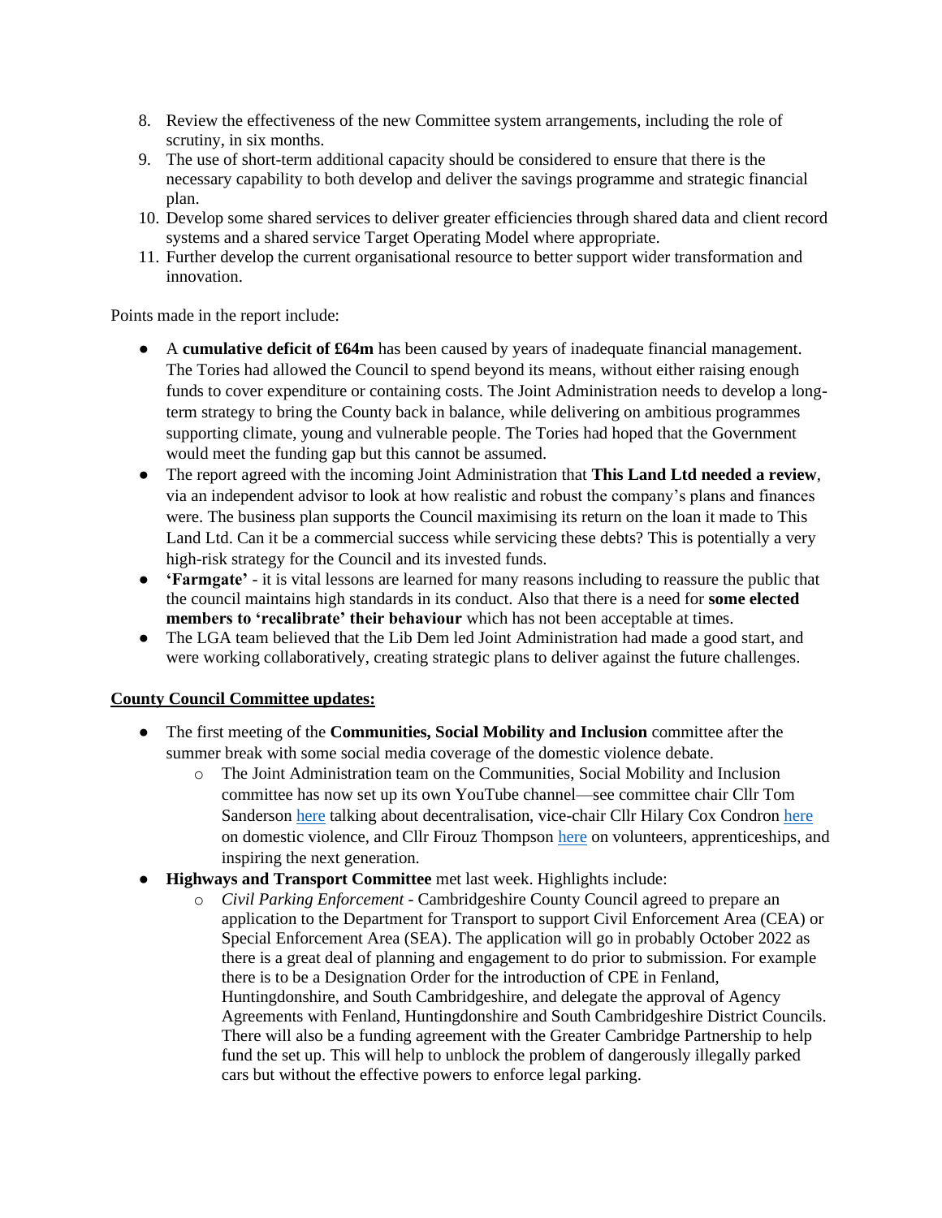8. Review the effectiveness of the new Committee system arrangements, including the role of scrutiny, in six months.
9. The use of short-term additional capacity should be considered to ensure that there is the necessary capability to both develop and deliver the savings programme and strategic financial plan.
10. Develop some shared services to deliver greater efficiencies through shared data and client record systems and a shared service Target Operating Model where appropriate.
11. Further develop the current organisational resource to better support wider transformation and innovation.

Points made in the report include:

- A **cumulative deficit of £64m** has been caused by years of inadequate financial management. The Tories had allowed the Council to spend beyond its means, without either raising enough funds to cover expenditure or containing costs. The Joint Administration needs to develop a long-term strategy to bring the County back in balance, while delivering on ambitious programmes supporting climate, young and vulnerable people. The Tories had hoped that the Government would meet the funding gap but this cannot be assumed.
- The report agreed with the incoming Joint Administration that **This Land Ltd needed a review**, via an independent advisor to look at how realistic and robust the company's plans and finances were. The business plan supports the Council maximising its return on the loan it made to This Land Ltd. Can it be a commercial success while servicing these debts? This is potentially a very high-risk strategy for the Council and its invested funds.
- **'Farmgate'** - it is vital lessons are learned for many reasons including to reassure the public that the council maintains high standards in its conduct. Also that there is a need for **some elected members to 'recalibrate' their behaviour** which has not been acceptable at times.
- The LGA team believed that the Lib Dem led Joint Administration had made a good start, and were working collaboratively, creating strategic plans to deliver against the future challenges.

**County Council Committee updates:**

- The first meeting of the **Communities, Social Mobility and Inclusion** committee after the summer break with some social media coverage of the domestic violence debate.
  - The Joint Administration team on the Communities, Social Mobility and Inclusion committee has now set up its own YouTube channel—see committee chair Cllr Tom Sanderson here talking about decentralisation, vice-chair Cllr Hilary Cox Condron here on domestic violence, and Cllr Firouz Thompson here on volunteers, apprenticeships, and inspiring the next generation.
- **Highways and Transport Committee** met last week. Highlights include:
  - *Civil Parking Enforcement* - Cambridgeshire County Council agreed to prepare an application to the Department for Transport to support Civil Enforcement Area (CEA) or Special Enforcement Area (SEA). The application will go in probably October 2022 as there is a great deal of planning and engagement to do prior to submission. For example there is to be a Designation Order for the introduction of CPE in Fenland, Huntingdonshire, and South Cambridgeshire, and delegate the approval of Agency Agreements with Fenland, Huntingdonshire and South Cambridgeshire District Councils. There will also be a funding agreement with the Greater Cambridge Partnership to help fund the set up. This will help to unblock the problem of dangerously illegally parked cars but without the effective powers to enforce legal parking.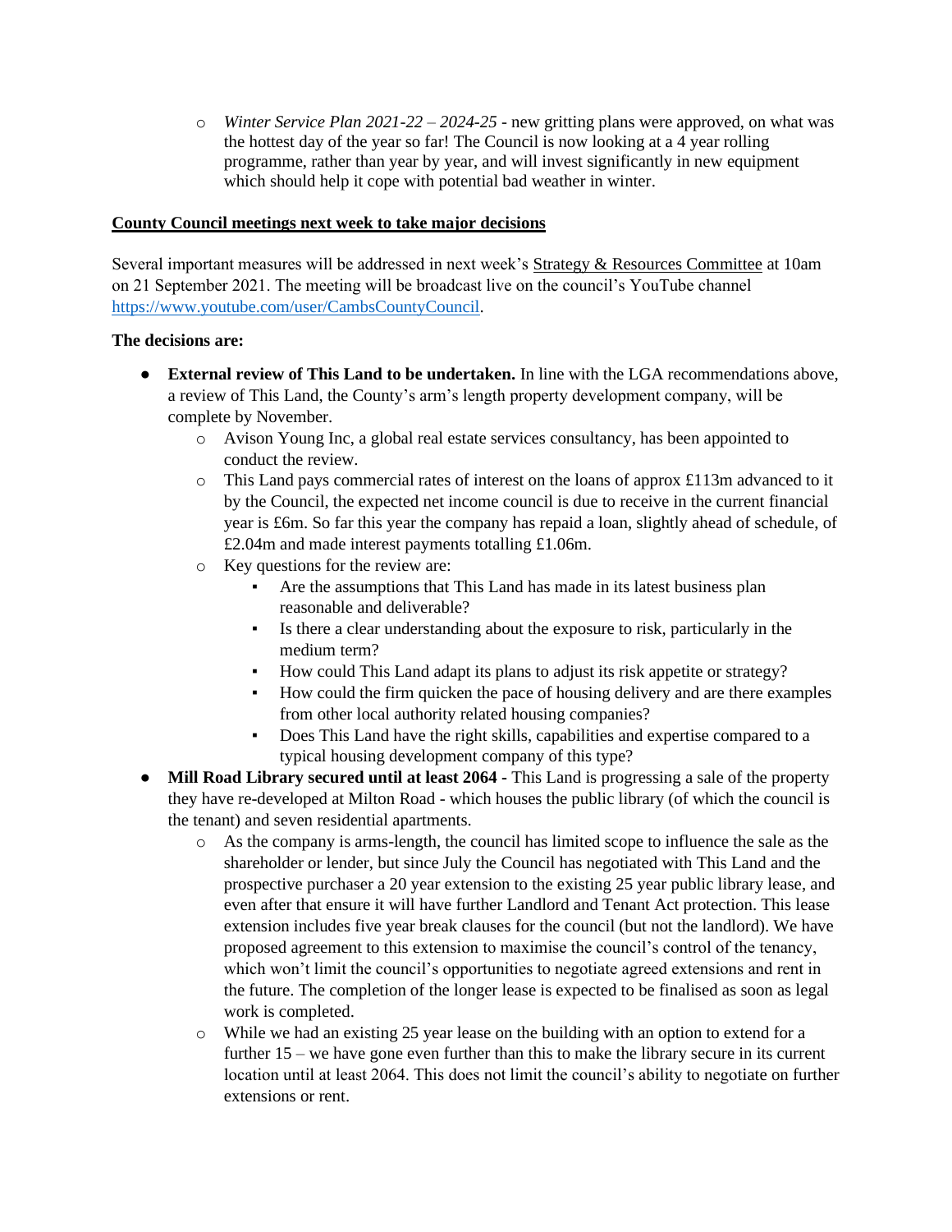- *Winter Service Plan 2021-22 – 2024-25* - new gritting plans were approved, on what was the hottest day of the year so far! The Council is now looking at a 4 year rolling programme, rather than year by year, and will invest significantly in new equipment which should help it cope with potential bad weather in winter.

**County Council meetings next week to take major decisions**

Several important measures will be addressed in next week's Strategy & Resources Committee at 10am on 21 September 2021. The meeting will be broadcast live on the council's YouTube channel https://www.youtube.com/user/CambsCountyCouncil.

**The decisions are:**

- **External review of This Land to be undertaken.** In line with the LGA recommendations above, a review of This Land, the County's arm's length property development company, will be complete by November.
  - Avison Young Inc, a global real estate services consultancy, has been appointed to conduct the review.
  - This Land pays commercial rates of interest on the loans of approx £113m advanced to it by the Council, the expected net income council is due to receive in the current financial year is £6m. So far this year the company has repaid a loan, slightly ahead of schedule, of £2.04m and made interest payments totalling £1.06m.
  - Key questions for the review are:
    - Are the assumptions that This Land has made in its latest business plan reasonable and deliverable?
    - Is there a clear understanding about the exposure to risk, particularly in the medium term?
    - How could This Land adapt its plans to adjust its risk appetite or strategy?
    - How could the firm quicken the pace of housing delivery and are there examples from other local authority related housing companies?
    - Does This Land have the right skills, capabilities and expertise compared to a typical housing development company of this type?
- **Mill Road Library secured until at least 2064 -** This Land is progressing a sale of the property they have re-developed at Milton Road - which houses the public library (of which the council is the tenant) and seven residential apartments.
  - As the company is arms-length, the council has limited scope to influence the sale as the shareholder or lender, but since July the Council has negotiated with This Land and the prospective purchaser a 20 year extension to the existing 25 year public library lease, and even after that ensure it will have further Landlord and Tenant Act protection. This lease extension includes five year break clauses for the council (but not the landlord). We have proposed agreement to this extension to maximise the council's control of the tenancy, which won't limit the council's opportunities to negotiate agreed extensions and rent in the future. The completion of the longer lease is expected to be finalised as soon as legal work is completed.
  - While we had an existing 25 year lease on the building with an option to extend for a further 15 – we have gone even further than this to make the library secure in its current location until at least 2064. This does not limit the council's ability to negotiate on further extensions or rent.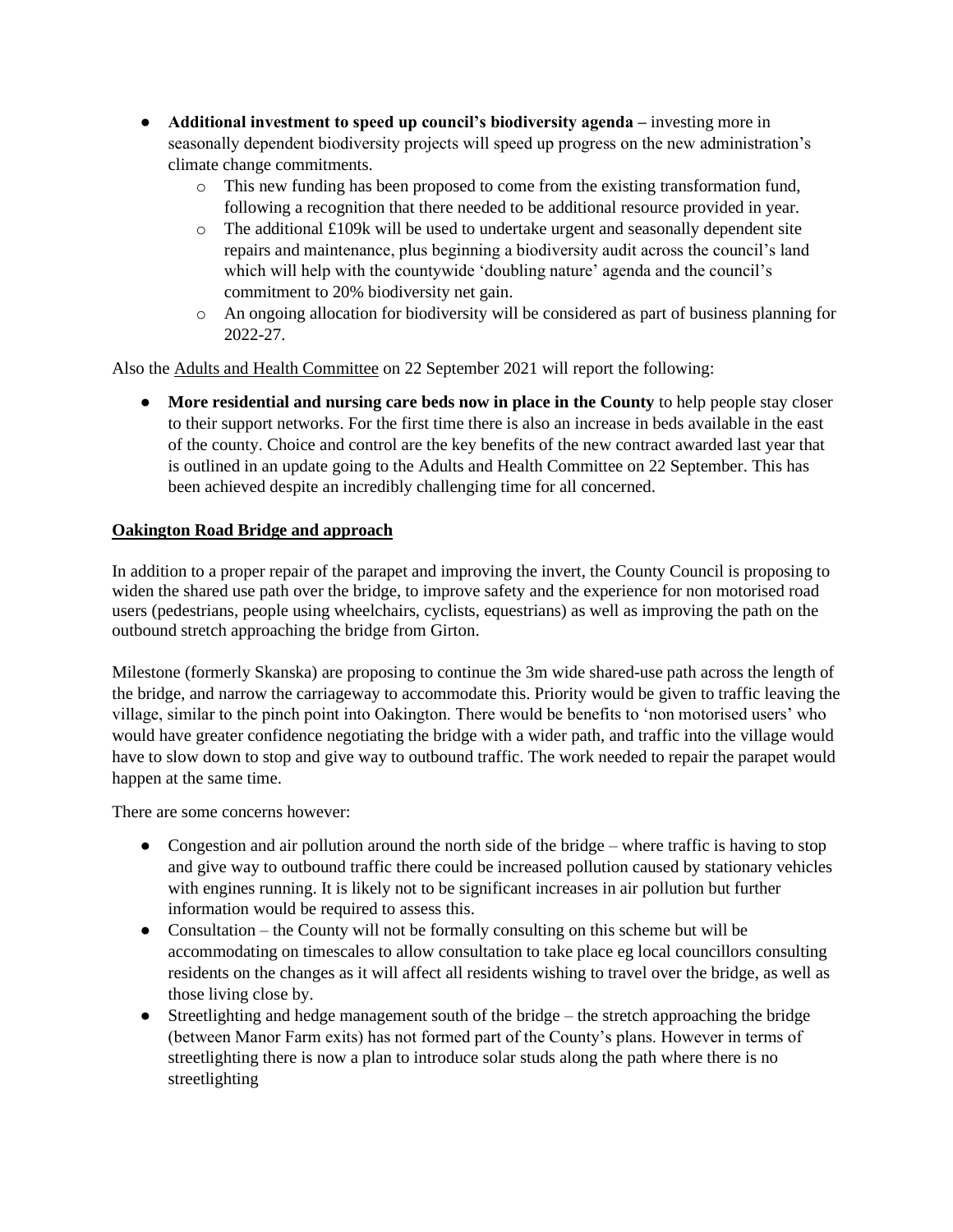- **Additional investment to speed up council's biodiversity agenda –** investing more in seasonally dependent biodiversity projects will speed up progress on the new administration's climate change commitments.
    - This new funding has been proposed to come from the existing transformation fund, following a recognition that there needed to be additional resource provided in year.
    - The additional £109k will be used to undertake urgent and seasonally dependent site repairs and maintenance, plus beginning a biodiversity audit across the council's land which will help with the countywide 'doubling nature' agenda and the council's commitment to 20% biodiversity net gain.
    - An ongoing allocation for biodiversity will be considered as part of business planning for 2022-27.

Also the Adults and Health Committee on 22 September 2021 will report the following:

- **More residential and nursing care beds now in place in the County** to help people stay closer to their support networks. For the first time there is also an increase in beds available in the east of the county. Choice and control are the key benefits of the new contract awarded last year that is outlined in an update going to the Adults and Health Committee on 22 September. This has been achieved despite an incredibly challenging time for all concerned.

## Oakington Road Bridge and approach

In addition to a proper repair of the parapet and improving the invert, the County Council is proposing to widen the shared use path over the bridge, to improve safety and the experience for non motorised road users (pedestrians, people using wheelchairs, cyclists, equestrians) as well as improving the path on the outbound stretch approaching the bridge from Girton.

Milestone (formerly Skanska) are proposing to continue the 3m wide shared-use path across the length of the bridge, and narrow the carriageway to accommodate this. Priority would be given to traffic leaving the village, similar to the pinch point into Oakington. There would be benefits to 'non motorised users' who would have greater confidence negotiating the bridge with a wider path, and traffic into the village would have to slow down to stop and give way to outbound traffic. The work needed to repair the parapet would happen at the same time.

There are some concerns however:

- Congestion and air pollution around the north side of the bridge – where traffic is having to stop and give way to outbound traffic there could be increased pollution caused by stationary vehicles with engines running. It is likely not to be significant increases in air pollution but further information would be required to assess this.
- Consultation – the County will not be formally consulting on this scheme but will be accommodating on timescales to allow consultation to take place eg local councillors consulting residents on the changes as it will affect all residents wishing to travel over the bridge, as well as those living close by.
- Streetlighting and hedge management south of the bridge – the stretch approaching the bridge (between Manor Farm exits) has not formed part of the County's plans. However in terms of streetlighting there is now a plan to introduce solar studs along the path where there is no streetlighting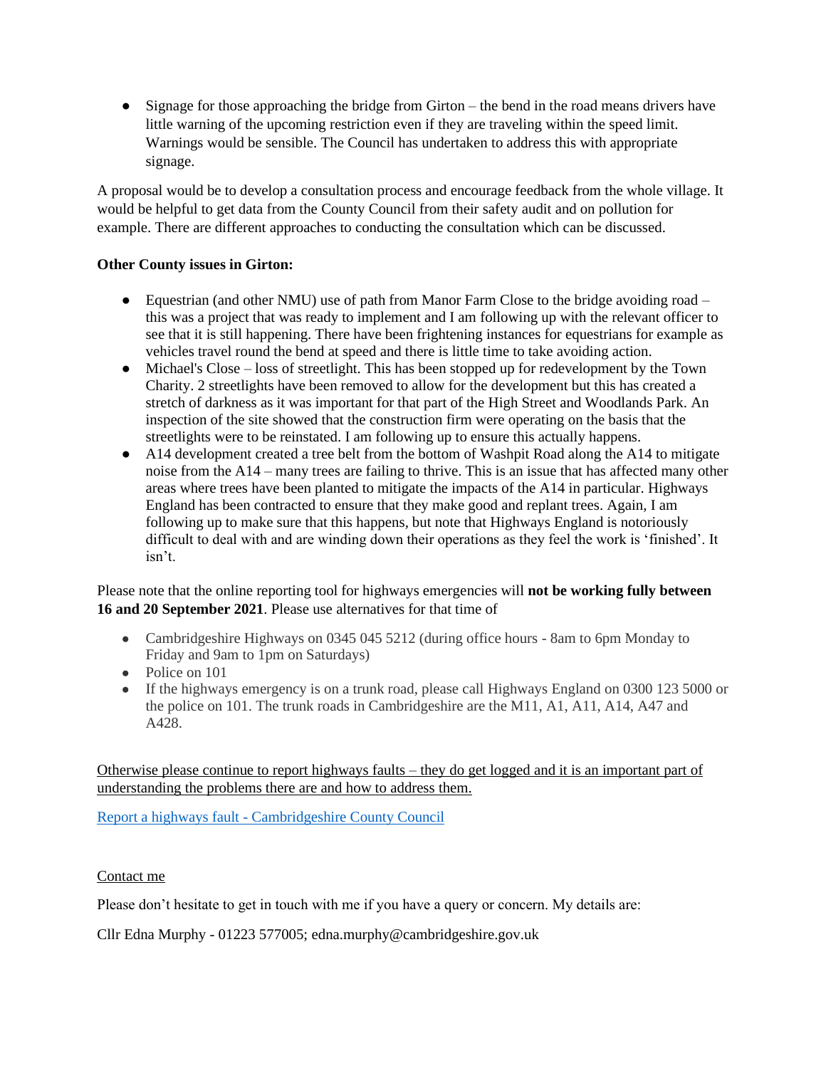- Signage for those approaching the bridge from Girton – the bend in the road means drivers have little warning of the upcoming restriction even if they are traveling within the speed limit. Warnings would be sensible. The Council has undertaken to address this with appropriate signage.

A proposal would be to develop a consultation process and encourage feedback from the whole village. It would be helpful to get data from the County Council from their safety audit and on pollution for example. There are different approaches to conducting the consultation which can be discussed.

**Other County issues in Girton:**

- Equestrian (and other NMU) use of path from Manor Farm Close to the bridge avoiding road – this was a project that was ready to implement and I am following up with the relevant officer to see that it is still happening. There have been frightening instances for equestrians for example as vehicles travel round the bend at speed and there is little time to take avoiding action.
- Michael's Close – loss of streetlight. This has been stopped up for redevelopment by the Town Charity. 2 streetlights have been removed to allow for the development but this has created a stretch of darkness as it was important for that part of the High Street and Woodlands Park. An inspection of the site showed that the construction firm were operating on the basis that the streetlights were to be reinstated. I am following up to ensure this actually happens.
- A14 development created a tree belt from the bottom of Washpit Road along the A14 to mitigate noise from the A14 – many trees are failing to thrive. This is an issue that has affected many other areas where trees have been planted to mitigate the impacts of the A14 in particular. Highways England has been contracted to ensure that they make good and replant trees. Again, I am following up to make sure that this happens, but note that Highways England is notoriously difficult to deal with and are winding down their operations as they feel the work is 'finished'. It isn't.

Please note that the online reporting tool for highways emergencies will **not be working fully between 16 and 20 September 2021**. Please use alternatives for that time of

- Cambridgeshire Highways on 0345 045 5212 (during office hours - 8am to 6pm Monday to Friday and 9am to 1pm on Saturdays)
- Police on 101
- If the highways emergency is on a trunk road, please call Highways England on 0300 123 5000 or the police on 101. The trunk roads in Cambridgeshire are the M11, A1, A11, A14, A47 and A428.

Otherwise please continue to report highways faults – they do get logged and it is an important part of understanding the problems there are and how to address them.

Report a highways fault - Cambridgeshire County Council

Contact me

Please don't hesitate to get in touch with me if you have a query or concern. My details are:

Cllr Edna Murphy - 01223 577005; edna.murphy@cambridgeshire.gov.uk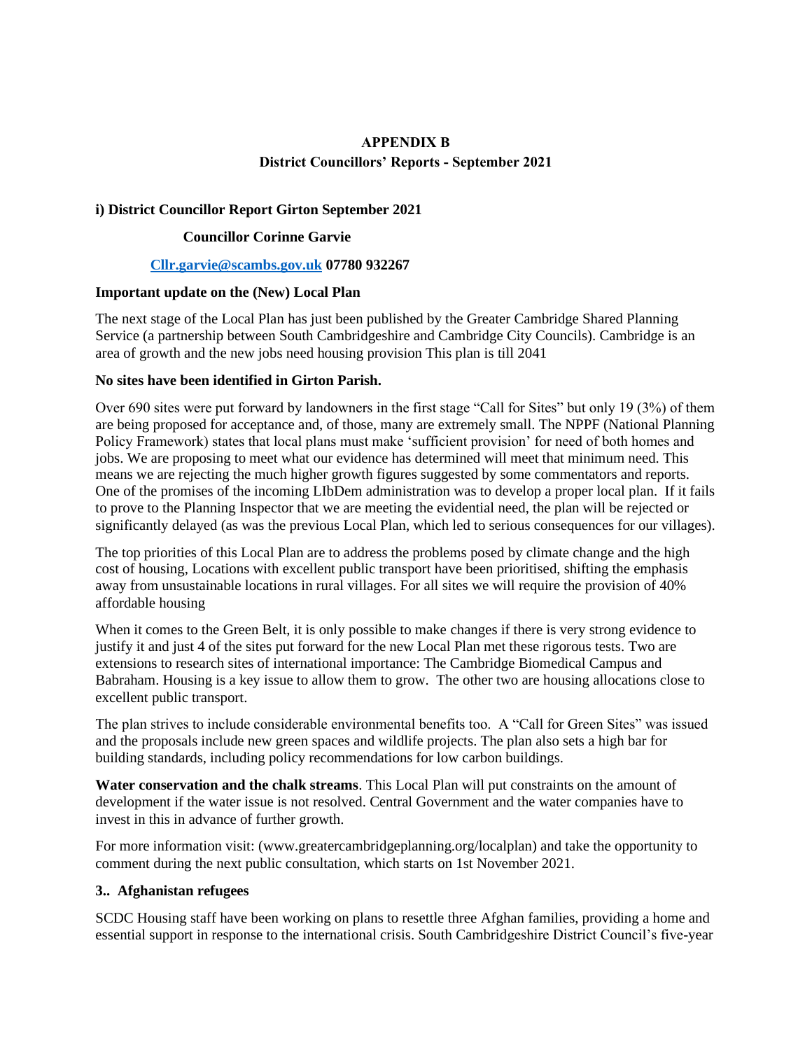# APPENDIX B

## District Councillors' Reports - September 2021

### i) District Councillor Report Girton September 2021

**Councillor Corinne Garvie**

**[Cllr.garvie@scambs.gov.uk](mailto:Cllr.garvie@scambs.gov.uk) 07780 932267**

**Important update on the (New) Local Plan**

The next stage of the Local Plan has just been published by the Greater Cambridge Shared Planning Service (a partnership between South Cambridgeshire and Cambridge City Councils). Cambridge is an area of growth and the new jobs need housing provision This plan is till 2041

**No sites have been identified in Girton Parish.**

Over 690 sites were put forward by landowners in the first stage "Call for Sites" but only 19 (3%) of them are being proposed for acceptance and, of those, many are extremely small. The NPPF (National Planning Policy Framework) states that local plans must make 'sufficient provision' for need of both homes and jobs. We are proposing to meet what our evidence has determined will meet that minimum need. This means we are rejecting the much higher growth figures suggested by some commentators and reports. One of the promises of the incoming LIbDem administration was to develop a proper local plan. If it fails to prove to the Planning Inspector that we are meeting the evidential need, the plan will be rejected or significantly delayed (as was the previous Local Plan, which led to serious consequences for our villages).

The top priorities of this Local Plan are to address the problems posed by climate change and the high cost of housing, Locations with excellent public transport have been prioritised, shifting the emphasis away from unsustainable locations in rural villages. For all sites we will require the provision of 40% affordable housing

When it comes to the Green Belt, it is only possible to make changes if there is very strong evidence to justify it and just 4 of the sites put forward for the new Local Plan met these rigorous tests. Two are extensions to research sites of international importance: The Cambridge Biomedical Campus and Babraham. Housing is a key issue to allow them to grow. The other two are housing allocations close to excellent public transport.

The plan strives to include considerable environmental benefits too. A "Call for Green Sites" was issued and the proposals include new green spaces and wildlife projects. The plan also sets a high bar for building standards, including policy recommendations for low carbon buildings.

**Water conservation and the chalk streams**. This Local Plan will put constraints on the amount of development if the water issue is not resolved. Central Government and the water companies have to invest in this in advance of further growth.

For more information visit: (www.greatercambridgeplanning.org/localplan) and take the opportunity to comment during the next public consultation, which starts on 1st November 2021.

**3.. Afghanistan refugees**

SCDC Housing staff have been working on plans to resettle three Afghan families, providing a home and essential support in response to the international crisis. South Cambridgeshire District Council's five-year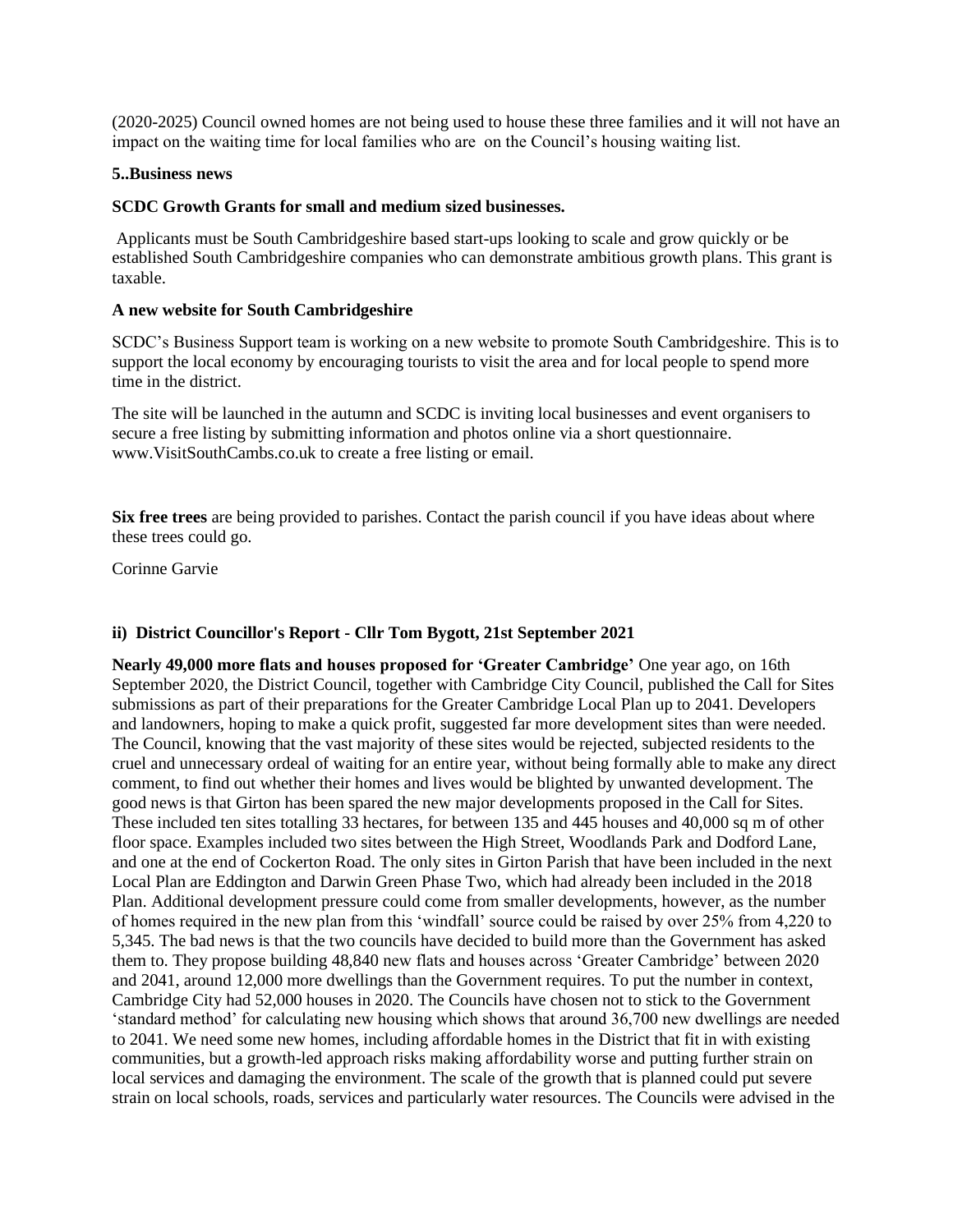(2020-2025) Council owned homes are not being used to house these three families and it will not have an impact on the waiting time for local families who are on the Council's housing waiting list.

**5..Business news**

**SCDC Growth Grants for small and medium sized businesses.**

Applicants must be South Cambridgeshire based start-ups looking to scale and grow quickly or be established South Cambridgeshire companies who can demonstrate ambitious growth plans. This grant is taxable.

**A new website for South Cambridgeshire**

SCDC's Business Support team is working on a new website to promote South Cambridgeshire. This is to support the local economy by encouraging tourists to visit the area and for local people to spend more time in the district.

The site will be launched in the autumn and SCDC is inviting local businesses and event organisers to secure a free listing by submitting information and photos online via a short questionnaire. www.VisitSouthCambs.co.uk to create a free listing or email.

**Six free trees** are being provided to parishes. Contact the parish council if you have ideas about where these trees could go.

Corinne Garvie

**ii) District Councillor's Report - Cllr Tom Bygott, 21st September 2021**

**Nearly 49,000 more flats and houses proposed for 'Greater Cambridge'** One year ago, on 16th September 2020, the District Council, together with Cambridge City Council, published the Call for Sites submissions as part of their preparations for the Greater Cambridge Local Plan up to 2041. Developers and landowners, hoping to make a quick profit, suggested far more development sites than were needed. The Council, knowing that the vast majority of these sites would be rejected, subjected residents to the cruel and unnecessary ordeal of waiting for an entire year, without being formally able to make any direct comment, to find out whether their homes and lives would be blighted by unwanted development. The good news is that Girton has been spared the new major developments proposed in the Call for Sites. These included ten sites totalling 33 hectares, for between 135 and 445 houses and 40,000 sq m of other floor space. Examples included two sites between the High Street, Woodlands Park and Dodford Lane, and one at the end of Cockerton Road. The only sites in Girton Parish that have been included in the next Local Plan are Eddington and Darwin Green Phase Two, which had already been included in the 2018 Plan. Additional development pressure could come from smaller developments, however, as the number of homes required in the new plan from this 'windfall' source could be raised by over 25% from 4,220 to 5,345. The bad news is that the two councils have decided to build more than the Government has asked them to. They propose building 48,840 new flats and houses across 'Greater Cambridge' between 2020 and 2041, around 12,000 more dwellings than the Government requires. To put the number in context, Cambridge City had 52,000 houses in 2020. The Councils have chosen not to stick to the Government 'standard method' for calculating new housing which shows that around 36,700 new dwellings are needed to 2041. We need some new homes, including affordable homes in the District that fit in with existing communities, but a growth-led approach risks making affordability worse and putting further strain on local services and damaging the environment. The scale of the growth that is planned could put severe strain on local schools, roads, services and particularly water resources. The Councils were advised in the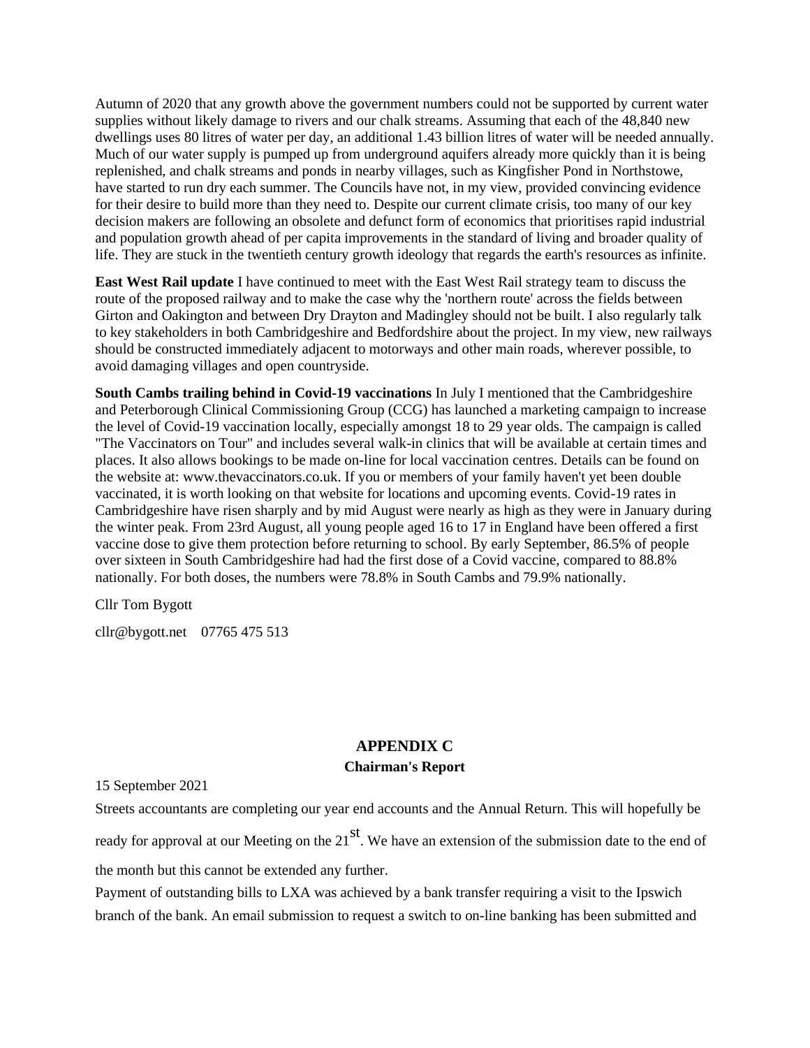Autumn of 2020 that any growth above the government numbers could not be supported by current water supplies without likely damage to rivers and our chalk streams. Assuming that each of the 48,840 new dwellings uses 80 litres of water per day, an additional 1.43 billion litres of water will be needed annually. Much of our water supply is pumped up from underground aquifers already more quickly than it is being replenished, and chalk streams and ponds in nearby villages, such as Kingfisher Pond in Northstowe, have started to run dry each summer. The Councils have not, in my view, provided convincing evidence for their desire to build more than they need to. Despite our current climate crisis, too many of our key decision makers are following an obsolete and defunct form of economics that prioritises rapid industrial and population growth ahead of per capita improvements in the standard of living and broader quality of life. They are stuck in the twentieth century growth ideology that regards the earth's resources as infinite.

**East West Rail update** I have continued to meet with the East West Rail strategy team to discuss the route of the proposed railway and to make the case why the 'northern route' across the fields between Girton and Oakington and between Dry Drayton and Madingley should not be built. I also regularly talk to key stakeholders in both Cambridgeshire and Bedfordshire about the project. In my view, new railways should be constructed immediately adjacent to motorways and other main roads, wherever possible, to avoid damaging villages and open countryside.

**South Cambs trailing behind in Covid-19 vaccinations** In July I mentioned that the Cambridgeshire and Peterborough Clinical Commissioning Group (CCG) has launched a marketing campaign to increase the level of Covid-19 vaccination locally, especially amongst 18 to 29 year olds. The campaign is called "The Vaccinators on Tour" and includes several walk-in clinics that will be available at certain times and places. It also allows bookings to be made on-line for local vaccination centres. Details can be found on the website at: www.thevaccinators.co.uk. If you or members of your family haven't yet been double vaccinated, it is worth looking on that website for locations and upcoming events. Covid-19 rates in Cambridgeshire have risen sharply and by mid August were nearly as high as they were in January during the winter peak. From 23rd August, all young people aged 16 to 17 in England have been offered a first vaccine dose to give them protection before returning to school. By early September, 86.5% of people over sixteen in South Cambridgeshire had had the first dose of a Covid vaccine, compared to 88.8% nationally. For both doses, the numbers were 78.8% in South Cambs and 79.9% nationally.

Cllr Tom Bygott

cllr@bygott.net 07765 475 513

## APPENDIX C

### Chairman's Report

15 September 2021

Streets accountants are completing our year end accounts and the Annual Return. This will hopefully be ready for approval at our Meeting on the 21st. We have an extension of the submission date to the end of the month but this cannot be extended any further.

Payment of outstanding bills to LXA was achieved by a bank transfer requiring a visit to the Ipswich branch of the bank. An email submission to request a switch to on-line banking has been submitted and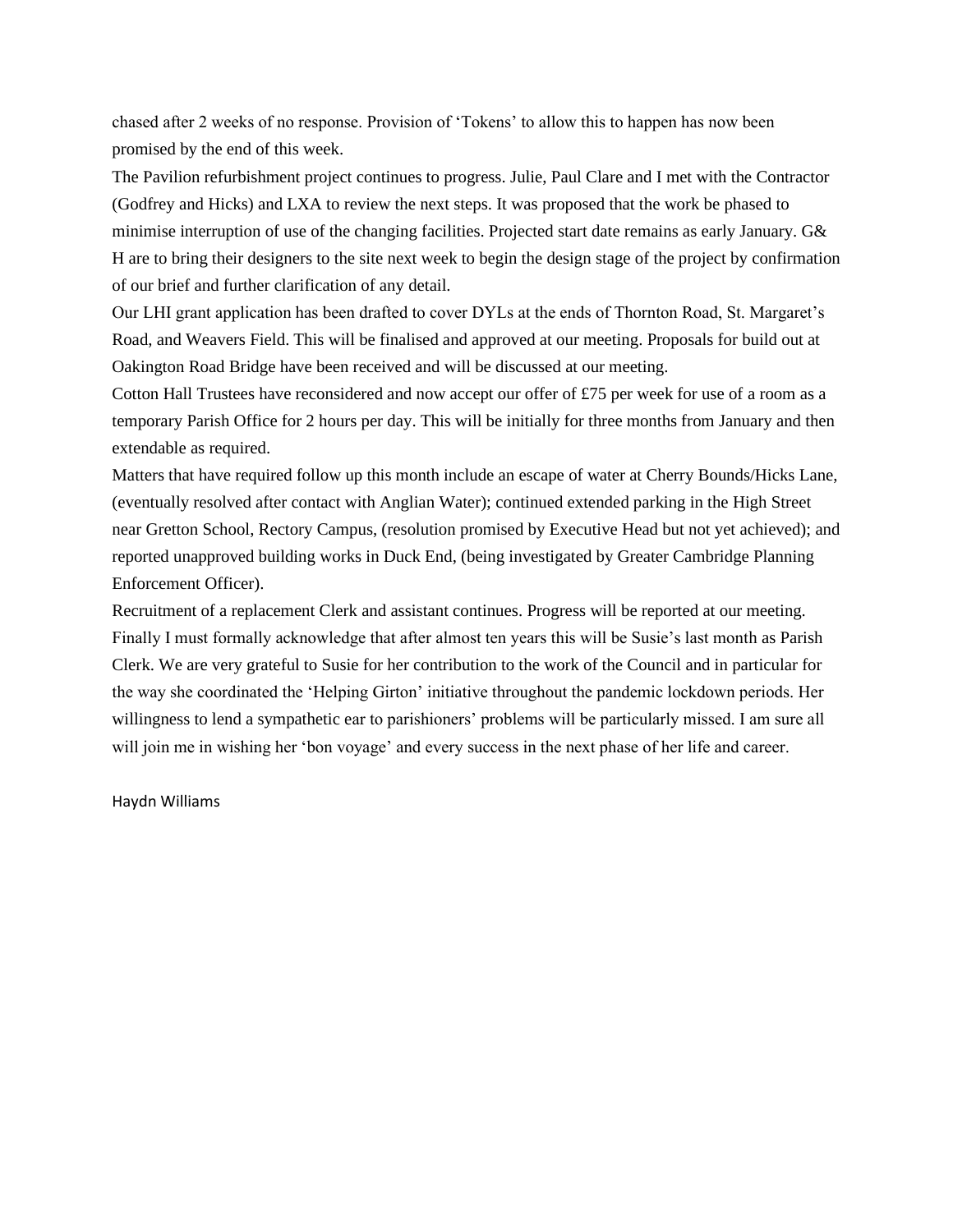chased after 2 weeks of no response. Provision of 'Tokens' to allow this to happen has now been promised by the end of this week.

The Pavilion refurbishment project continues to progress. Julie, Paul Clare and I met with the Contractor (Godfrey and Hicks) and LXA to review the next steps. It was proposed that the work be phased to minimise interruption of use of the changing facilities. Projected start date remains as early January. G& H are to bring their designers to the site next week to begin the design stage of the project by confirmation of our brief and further clarification of any detail.

Our LHI grant application has been drafted to cover DYLs at the ends of Thornton Road, St. Margaret's Road, and Weavers Field. This will be finalised and approved at our meeting. Proposals for build out at Oakington Road Bridge have been received and will be discussed at our meeting.

Cotton Hall Trustees have reconsidered and now accept our offer of £75 per week for use of a room as a temporary Parish Office for 2 hours per day. This will be initially for three months from January and then extendable as required.

Matters that have required follow up this month include an escape of water at Cherry Bounds/Hicks Lane, (eventually resolved after contact with Anglian Water); continued extended parking in the High Street near Gretton School, Rectory Campus, (resolution promised by Executive Head but not yet achieved); and reported unapproved building works in Duck End, (being investigated by Greater Cambridge Planning Enforcement Officer).

Recruitment of a replacement Clerk and assistant continues. Progress will be reported at our meeting.

Finally I must formally acknowledge that after almost ten years this will be Susie's last month as Parish Clerk. We are very grateful to Susie for her contribution to the work of the Council and in particular for the way she coordinated the 'Helping Girton' initiative throughout the pandemic lockdown periods. Her willingness to lend a sympathetic ear to parishioners' problems will be particularly missed. I am sure all will join me in wishing her 'bon voyage' and every success in the next phase of her life and career.

Haydn Williams